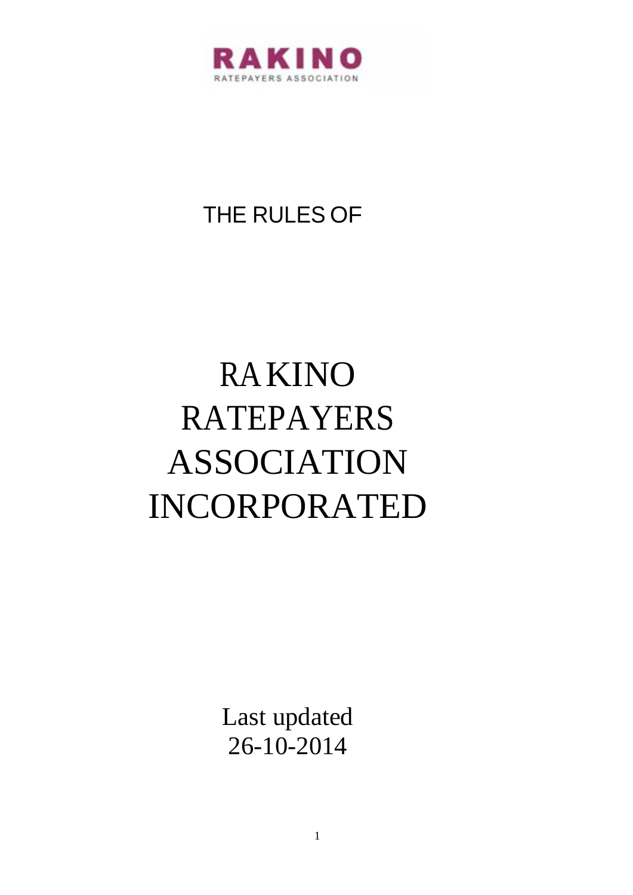RAKINO
RATEPAYERS ASSOCIATION

THE RULES OF

# RAKINO RATEPAYERS ASSOCIATION INCORPORATED

Last updated
26-10-2014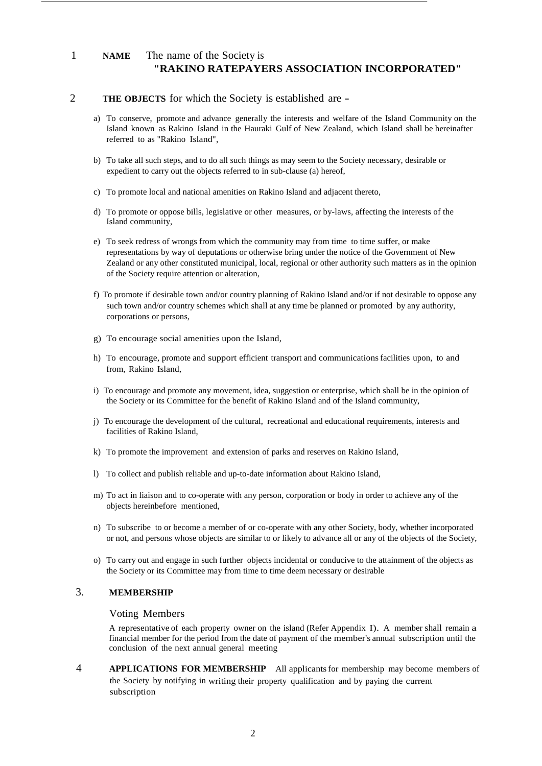1 **NAME** The name of the Society is
**"RAKINO RATEPAYERS ASSOCIATION INCORPORATED"**

2 **THE OBJECTS** for which the Society is established are -

a) To conserve, promote and advance generally the interests and welfare of the Island Community on the Island known as Rakino Island in the Hauraki Gulf of New Zealand, which Island shall be hereinafter referred to as "Rakino Island",

b) To take all such steps, and to do all such things as may seem to the Society necessary, desirable or expedient to carry out the objects referred to in sub-clause (a) hereof,

c) To promote local and national amenities on Rakino Island and adjacent thereto,

d) To promote or oppose bills, legislative or other measures, or by-laws, affecting the interests of the Island community,

e) To seek redress of wrongs from which the community may from time to time suffer, or make representations by way of deputations or otherwise bring under the notice of the Government of New Zealand or any other constituted municipal, local, regional or other authority such matters as in the opinion of the Society require attention or alteration,

f) To promote if desirable town and/or country planning of Rakino Island and/or if not desirable to oppose any such town and/or country schemes which shall at any time be planned or promoted by any authority, corporations or persons,

g) To encourage social amenities upon the Island,

h) To encourage, promote and support efficient transport and communications facilities upon, to and from, Rakino Island,

i) To encourage and promote any movement, idea, suggestion or enterprise, which shall be in the opinion of the Society or its Committee for the benefit of Rakino Island and of the Island community,

j) To encourage the development of the cultural, recreational and educational requirements, interests and facilities of Rakino Island,

k) To promote the improvement and extension of parks and reserves on Rakino Island,

l) To collect and publish reliable and up-to-date information about Rakino Island,

m) To act in liaison and to co-operate with any person, corporation or body in order to achieve any of the objects hereinbefore mentioned,

n) To subscribe to or become a member of or co-operate with any other Society, body, whether incorporated or not, and persons whose objects are similar to or likely to advance all or any of the objects of the Society,

o) To carry out and engage in such further objects incidental or conducive to the attainment of the objects as the Society or its Committee may from time to time deem necessary or desirable

3. **MEMBERSHIP**

Voting Members

A representative of each property owner on the island (Refer Appendix I). A member shall remain a financial member for the period from the date of payment of the member's annual subscription until the conclusion of the next annual general meeting

4 **APPLICATIONS FOR MEMBERSHIP** All applicants for membership may become members of the Society by notifying in writing their property qualification and by paying the current subscription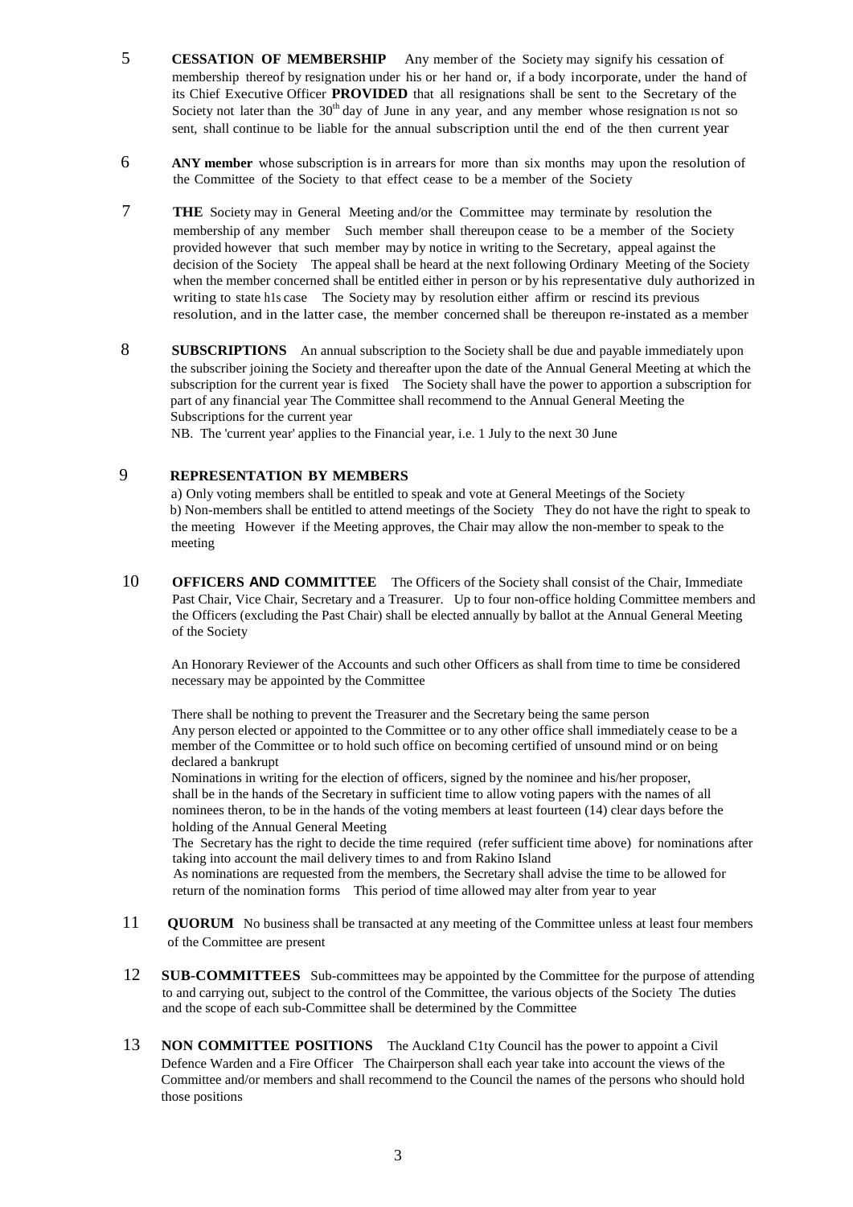5 **CESSATION OF MEMBERSHIP** Any member of the Society may signify his cessation of membership thereof by resignation under his or her hand or, if a body incorporate, under the hand of its Chief Executive Officer **PROVIDED** that all resignations shall be sent to the Secretary of the Society not later than the 30th day of June in any year, and any member whose resignation is not so sent, shall continue to be liable for the annual subscription until the end of the then current year

6 **ANY member** whose subscription is in arrears for more than six months may upon the resolution of the Committee of the Society to that effect cease to be a member of the Society

7 **THE** Society may in General Meeting and/or the Committee may terminate by resolution the membership of any member Such member shall thereupon cease to be a member of the Society provided however that such member may by notice in writing to the Secretary, appeal against the decision of the Society The appeal shall be heard at the next following Ordinary Meeting of the Society when the member concerned shall be entitled either in person or by his representative duly authorized in writing to state his case The Society may by resolution either affirm or rescind its previous resolution, and in the latter case, the member concerned shall be thereupon re-instated as a member

8 **SUBSCRIPTIONS** An annual subscription to the Society shall be due and payable immediately upon the subscriber joining the Society and thereafter upon the date of the Annual General Meeting at which the subscription for the current year is fixed The Society shall have the power to apportion a subscription for part of any financial year The Committee shall recommend to the Annual General Meeting the Subscriptions for the current year

NB. The 'current year' applies to the Financial year, i.e. 1 July to the next 30 June

9 **REPRESENTATION BY MEMBERS**

a) Only voting members shall be entitled to speak and vote at General Meetings of the Society

b) Non-members shall be entitled to attend meetings of the Society They do not have the right to speak to the meeting However if the Meeting approves, the Chair may allow the non-member to speak to the meeting

10 **OFFICERS AND COMMITTEE** The Officers of the Society shall consist of the Chair, Immediate Past Chair, Vice Chair, Secretary and a Treasurer. Up to four non-office holding Committee members and the Officers (excluding the Past Chair) shall be elected annually by ballot at the Annual General Meeting of the Society

An Honorary Reviewer of the Accounts and such other Officers as shall from time to time be considered necessary may be appointed by the Committee

There shall be nothing to prevent the Treasurer and the Secretary being the same person

Any person elected or appointed to the Committee or to any other office shall immediately cease to be a member of the Committee or to hold such office on becoming certified of unsound mind or on being declared a bankrupt

Nominations in writing for the election of officers, signed by the nominee and his/her proposer, shall be in the hands of the Secretary in sufficient time to allow voting papers with the names of all nominees theron, to be in the hands of the voting members at least fourteen (14) clear days before the holding of the Annual General Meeting

The Secretary has the right to decide the time required (refer sufficient time above) for nominations after taking into account the mail delivery times to and from Rakino Island

As nominations are requested from the members, the Secretary shall advise the time to be allowed for return of the nomination forms This period of time allowed may alter from year to year

11 **QUORUM** No business shall be transacted at any meeting of the Committee unless at least four members of the Committee are present

12 **SUB-COMMITTEES** Sub-committees may be appointed by the Committee for the purpose of attending to and carrying out, subject to the control of the Committee, the various objects of the Society The duties and the scope of each sub-Committee shall be determined by the Committee

13 **NON COMMITTEE POSITIONS** The Auckland City Council has the power to appoint a Civil Defence Warden and a Fire Officer The Chairperson shall each year take into account the views of the Committee and/or members and shall recommend to the Council the names of the persons who should hold those positions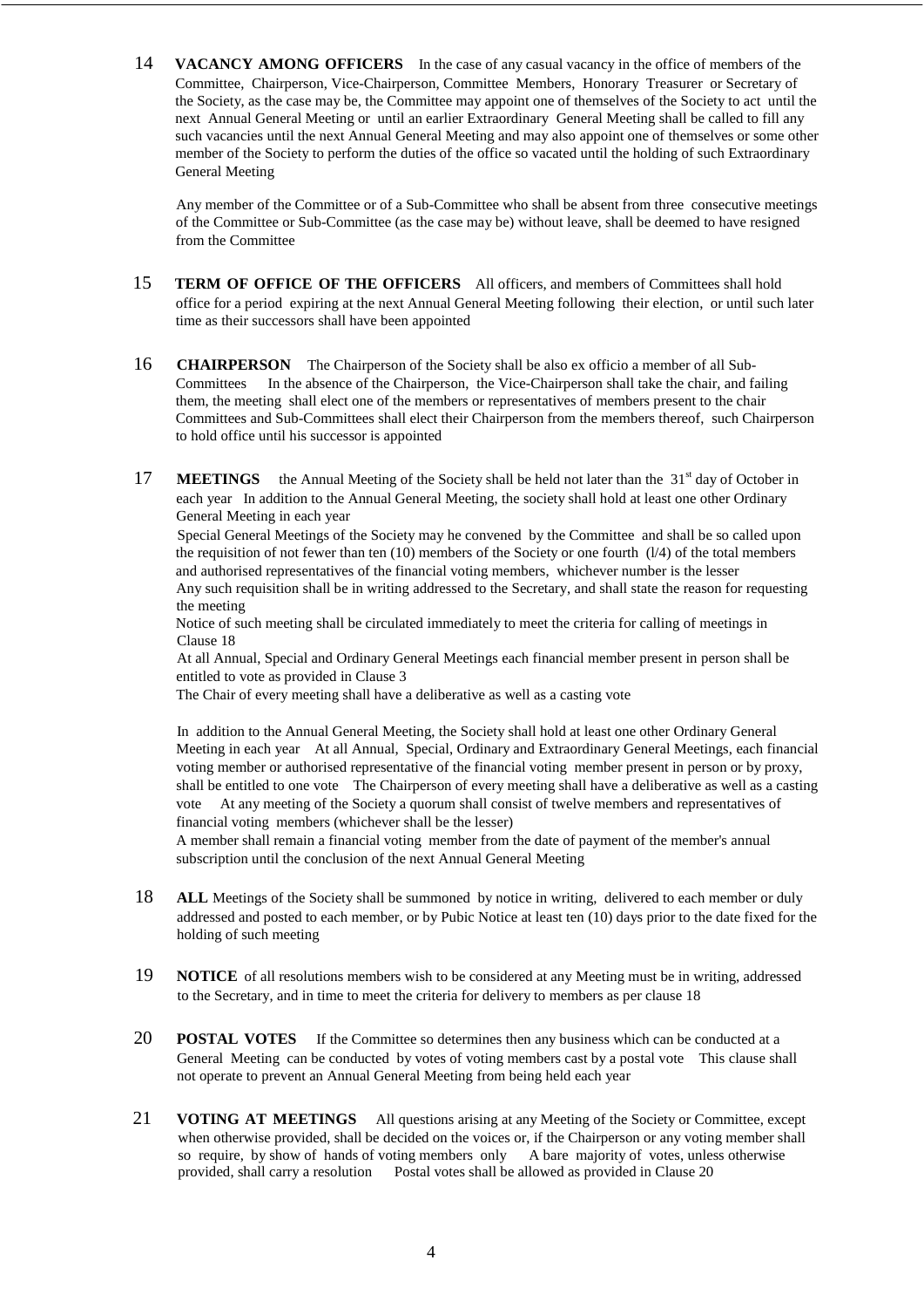14 **VACANCY AMONG OFFICERS** In the case of any casual vacancy in the office of members of the Committee, Chairperson, Vice-Chairperson, Committee Members, Honorary Treasurer or Secretary of the Society, as the case may be, the Committee may appoint one of themselves of the Society to act until the next Annual General Meeting or until an earlier Extraordinary General Meeting shall be called to fill any such vacancies until the next Annual General Meeting and may also appoint one of themselves or some other member of the Society to perform the duties of the office so vacated until the holding of such Extraordinary General Meeting

Any member of the Committee or of a Sub-Committee who shall be absent from three consecutive meetings of the Committee or Sub-Committee (as the case may be) without leave, shall be deemed to have resigned from the Committee

15 **TERM OF OFFICE OF THE OFFICERS** All officers, and members of Committees shall hold office for a period expiring at the next Annual General Meeting following their election, or until such later time as their successors shall have been appointed

16 **CHAIRPERSON** The Chairperson of the Society shall be also ex officio a member of all Sub-Committees In the absence of the Chairperson, the Vice-Chairperson shall take the chair, and failing them, the meeting shall elect one of the members or representatives of members present to the chair Committees and Sub-Committees shall elect their Chairperson from the members thereof, such Chairperson to hold office until his successor is appointed

17 **MEETINGS** the Annual Meeting of the Society shall be held not later than the 31st day of October in each year In addition to the Annual General Meeting, the society shall hold at least one other Ordinary General Meeting in each year

Special General Meetings of the Society may he convened by the Committee and shall be so called upon the requisition of not fewer than ten (10) members of the Society or one fourth (l/4) of the total members and authorised representatives of the financial voting members, whichever number is the lesser

Any such requisition shall be in writing addressed to the Secretary, and shall state the reason for requesting the meeting

Notice of such meeting shall be circulated immediately to meet the criteria for calling of meetings in Clause 18

At all Annual, Special and Ordinary General Meetings each financial member present in person shall be entitled to vote as provided in Clause 3

The Chair of every meeting shall have a deliberative as well as a casting vote

In addition to the Annual General Meeting, the Society shall hold at least one other Ordinary General Meeting in each year At all Annual, Special, Ordinary and Extraordinary General Meetings, each financial voting member or authorised representative of the financial voting member present in person or by proxy, shall be entitled to one vote The Chairperson of every meeting shall have a deliberative as well as a casting vote At any meeting of the Society a quorum shall consist of twelve members and representatives of financial voting members (whichever shall be the lesser)

A member shall remain a financial voting member from the date of payment of the member's annual subscription until the conclusion of the next Annual General Meeting

18 **ALL** Meetings of the Society shall be summoned by notice in writing, delivered to each member or duly addressed and posted to each member, or by Pubic Notice at least ten (10) days prior to the date fixed for the holding of such meeting

19 **NOTICE** of all resolutions members wish to be considered at any Meeting must be in writing, addressed to the Secretary, and in time to meet the criteria for delivery to members as per clause 18

20 **POSTAL VOTES** If the Committee so determines then any business which can be conducted at a General Meeting can be conducted by votes of voting members cast by a postal vote This clause shall not operate to prevent an Annual General Meeting from being held each year

21 **VOTING AT MEETINGS** All questions arising at any Meeting of the Society or Committee, except when otherwise provided, shall be decided on the voices or, if the Chairperson or any voting member shall so require, by show of hands of voting members only A bare majority of votes, unless otherwise provided, shall carry a resolution Postal votes shall be allowed as provided in Clause 20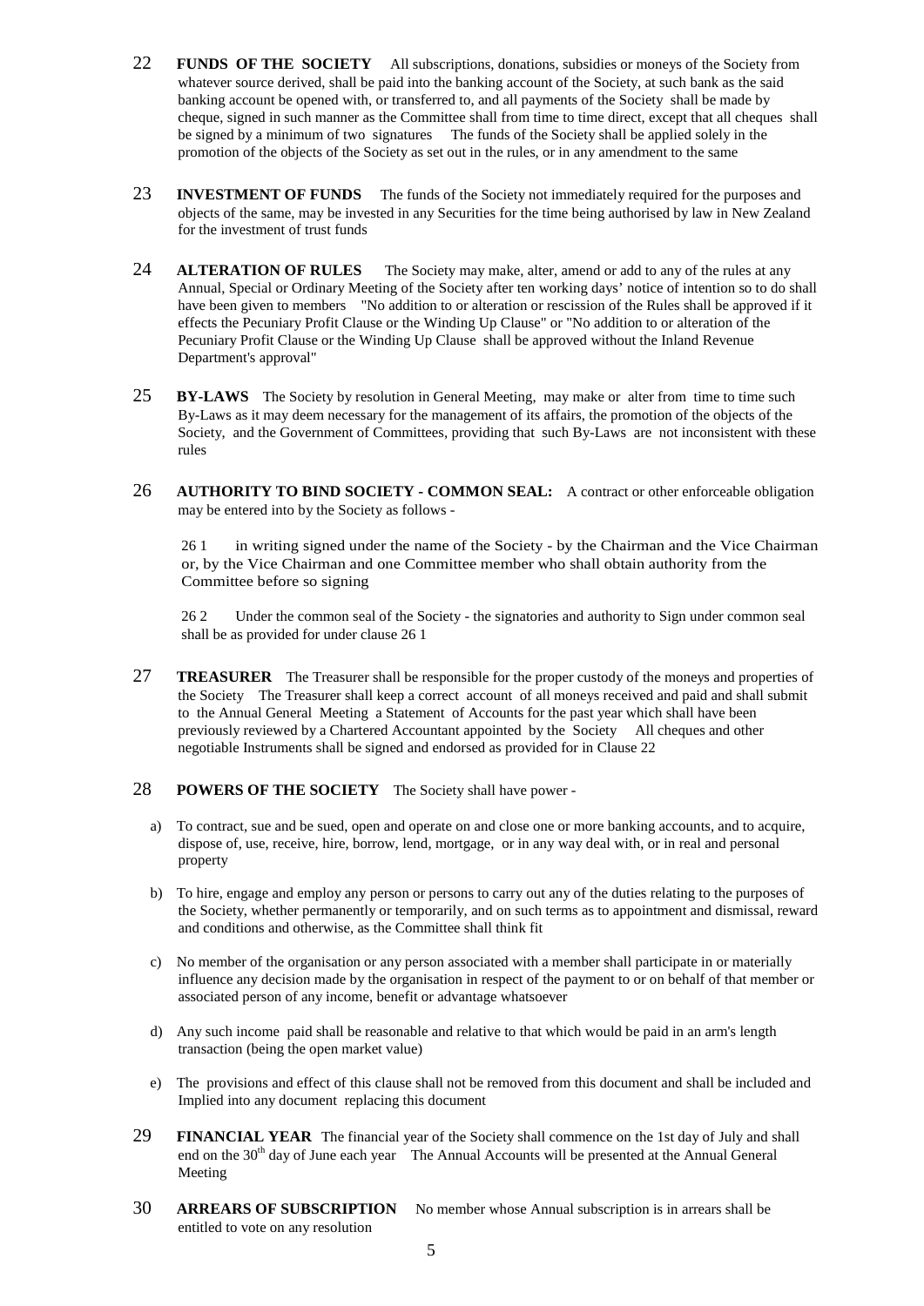22 **FUNDS OF THE SOCIETY** All subscriptions, donations, subsidies or moneys of the Society from whatever source derived, shall be paid into the banking account of the Society, at such bank as the said banking account be opened with, or transferred to, and all payments of the Society shall be made by cheque, signed in such manner as the Committee shall from time to time direct, except that all cheques shall be signed by a minimum of two signatures The funds of the Society shall be applied solely in the promotion of the objects of the Society as set out in the rules, or in any amendment to the same

23 **INVESTMENT OF FUNDS** The funds of the Society not immediately required for the purposes and objects of the same, may be invested in any Securities for the time being authorised by law in New Zealand for the investment of trust funds

24 **ALTERATION OF RULES** The Society may make, alter, amend or add to any of the rules at any Annual, Special or Ordinary Meeting of the Society after ten working days' notice of intention so to do shall have been given to members "No addition to or alteration or rescission of the Rules shall be approved if it effects the Pecuniary Profit Clause or the Winding Up Clause" or "No addition to or alteration of the Pecuniary Profit Clause or the Winding Up Clause shall be approved without the Inland Revenue Department's approval"

25 **BY-LAWS** The Society by resolution in General Meeting, may make or alter from time to time such By-Laws as it may deem necessary for the management of its affairs, the promotion of the objects of the Society, and the Government of Committees, providing that such By-Laws are not inconsistent with these rules

26 **AUTHORITY TO BIND SOCIETY - COMMON SEAL:** A contract or other enforceable obligation may be entered into by the Society as follows -

26 1 in writing signed under the name of the Society - by the Chairman and the Vice Chairman or, by the Vice Chairman and one Committee member who shall obtain authority from the Committee before so signing

26 2 Under the common seal of the Society - the signatories and authority to Sign under common seal shall be as provided for under clause 26 1

27 **TREASURER** The Treasurer shall be responsible for the proper custody of the moneys and properties of the Society The Treasurer shall keep a correct account of all moneys received and paid and shall submit to the Annual General Meeting a Statement of Accounts for the past year which shall have been previously reviewed by a Chartered Accountant appointed by the Society All cheques and other negotiable Instruments shall be signed and endorsed as provided for in Clause 22

28 **POWERS OF THE SOCIETY** The Society shall have power -

a) To contract, sue and be sued, open and operate on and close one or more banking accounts, and to acquire, dispose of, use, receive, hire, borrow, lend, mortgage, or in any way deal with, or in real and personal property

b) To hire, engage and employ any person or persons to carry out any of the duties relating to the purposes of the Society, whether permanently or temporarily, and on such terms as to appointment and dismissal, reward and conditions and otherwise, as the Committee shall think fit

c) No member of the organisation or any person associated with a member shall participate in or materially influence any decision made by the organisation in respect of the payment to or on behalf of that member or associated person of any income, benefit or advantage whatsoever

d) Any such income paid shall be reasonable and relative to that which would be paid in an arm's length transaction (being the open market value)

e) The provisions and effect of this clause shall not be removed from this document and shall be included and Implied into any document replacing this document

29 **FINANCIAL YEAR** The financial year of the Society shall commence on the 1st day of July and shall end on the 30th day of June each year The Annual Accounts will be presented at the Annual General Meeting

30 **ARREARS OF SUBSCRIPTION** No member whose Annual subscription is in arrears shall be entitled to vote on any resolution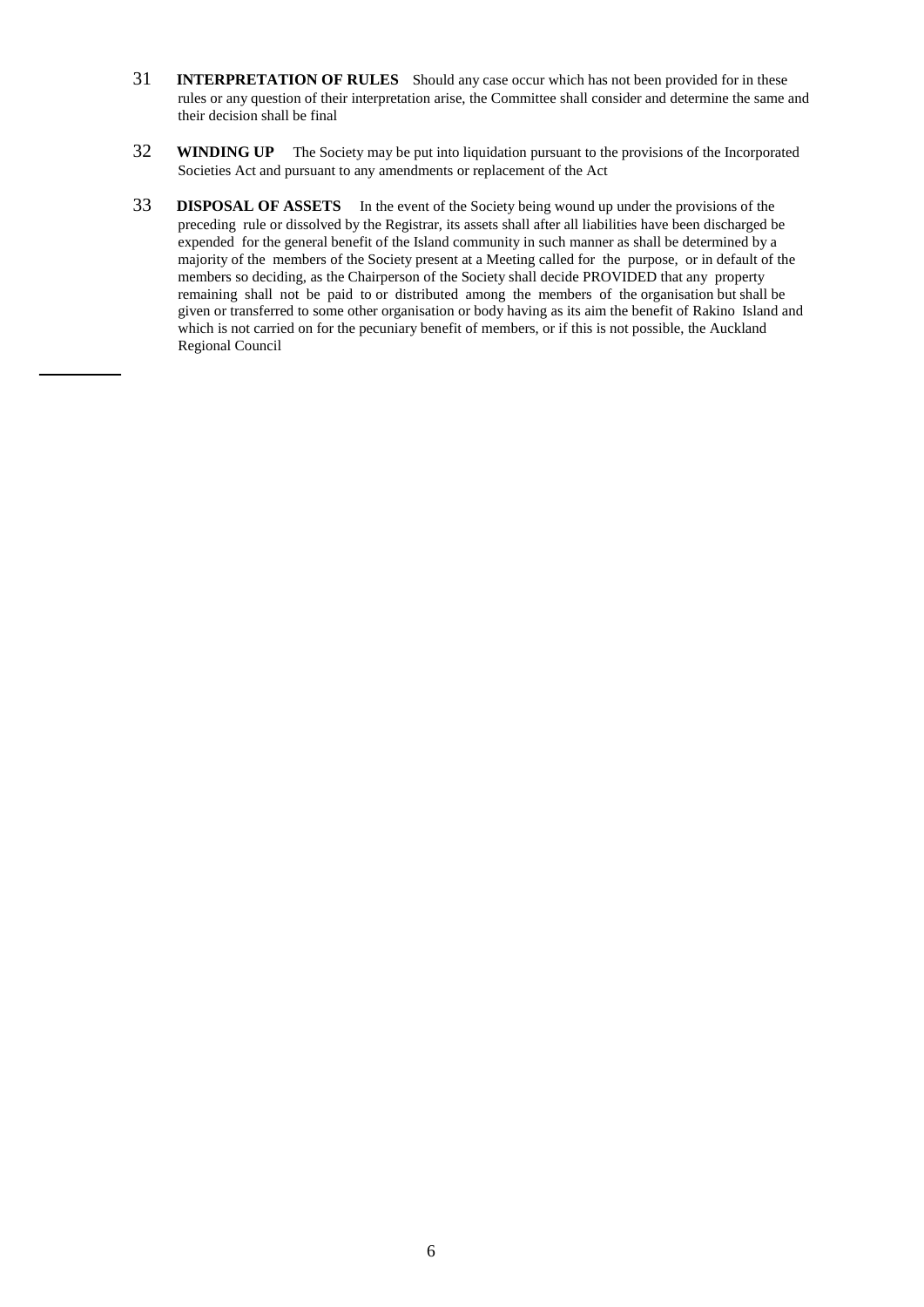31 **INTERPRETATION OF RULES** Should any case occur which has not been provided for in these rules or any question of their interpretation arise, the Committee shall consider and determine the same and their decision shall be final

32 **WINDING UP** The Society may be put into liquidation pursuant to the provisions of the Incorporated Societies Act and pursuant to any amendments or replacement of the Act

33 **DISPOSAL OF ASSETS** In the event of the Society being wound up under the provisions of the preceding rule or dissolved by the Registrar, its assets shall after all liabilities have been discharged be expended for the general benefit of the Island community in such manner as shall be determined by a majority of the members of the Society present at a Meeting called for the purpose, or in default of the members so deciding, as the Chairperson of the Society shall decide PROVIDED that any property remaining shall not be paid to or distributed among the members of the organisation but shall be given or transferred to some other organisation or body having as its aim the benefit of Rakino Island and which is not carried on for the pecuniary benefit of members, or if this is not possible, the Auckland Regional Council

---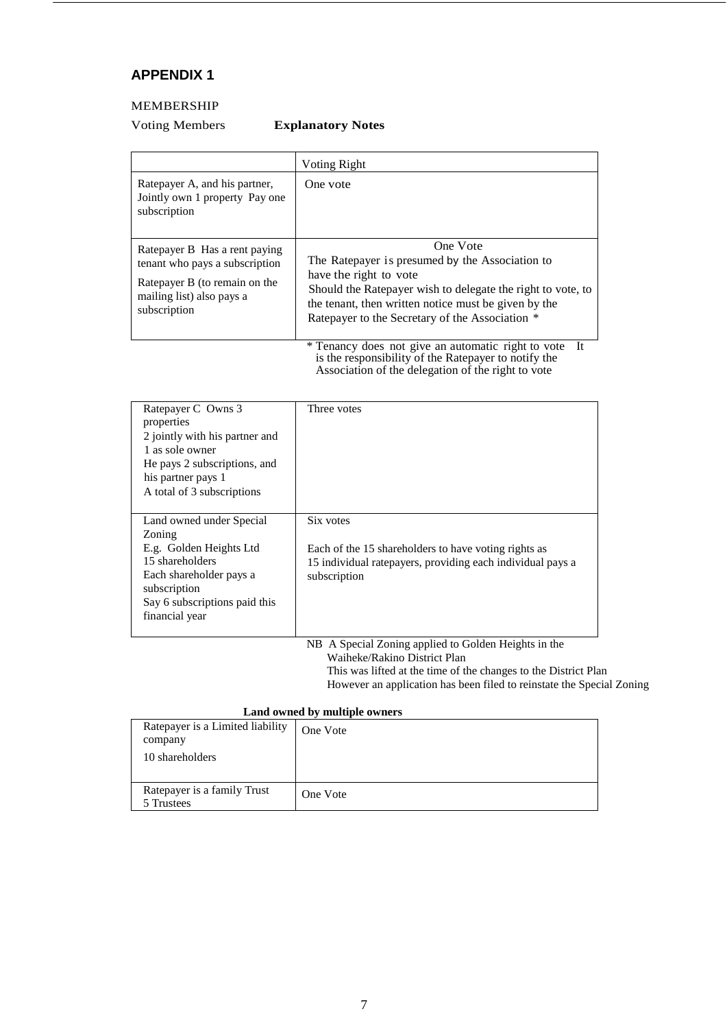## APPENDIX 1

MEMBERSHIP

Voting Members **Explanatory Notes**

| | Voting Right |
|---|---|
| Ratepayer A, and his partner, Jointly own 1 property Pay one subscription | One vote |
| Ratepayer B Has a rent paying tenant who pays a subscription<br>Ratepayer B (to remain on the mailing list) also pays a subscription | One Vote<br>The Ratepayer is presumed by the Association to have the right to vote<br>Should the Ratepayer wish to delegate the right to vote, to the tenant, then written notice must be given by the Ratepayer to the Secretary of the Association * |

\* Tenancy does not give an automatic right to vote It is the responsibility of the Ratepayer to notify the Association of the delegation of the right to vote

| | |
|---|---|
| Ratepayer C Owns 3 properties<br>2 jointly with his partner and 1 as sole owner<br>He pays 2 subscriptions, and his partner pays 1<br>A total of 3 subscriptions | Three votes |
| Land owned under Special Zoning<br>E.g. Golden Heights Ltd<br>15 shareholders<br>Each shareholder pays a subscription<br>Say 6 subscriptions paid this financial year | Six votes<br><br>Each of the 15 shareholders to have voting rights as 15 individual ratepayers, providing each individual pays a subscription |

NB A Special Zoning applied to Golden Heights in the Waiheke/Rakino District Plan
This was lifted at the time of the changes to the District Plan
However an application has been filed to reinstate the Special Zoning

**Land owned by multiple owners**

| | |
|---|---|
| Ratepayer is a Limited liability company<br>10 shareholders | One Vote |
| Ratepayer is a family Trust<br>5 Trustees | One Vote |